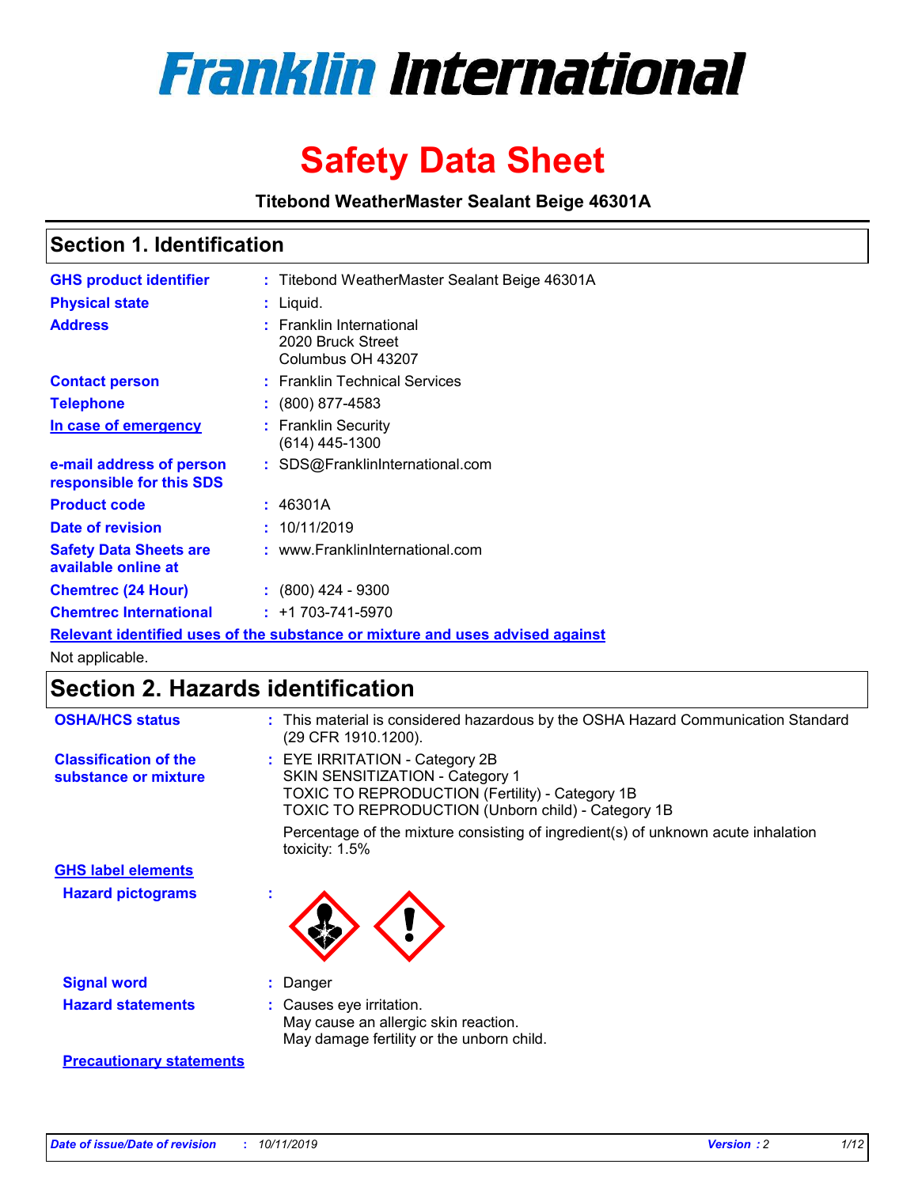# Franklin International

# Safety Data Sheet

**Titebond WeatherMaster Sealant Beige 46301A**

## Section 1. Identification

| | | |
|---|---|---|
| **GHS product identifier** | : | Titebond WeatherMaster Sealant Beige 46301A |
| **Physical state** | : | Liquid. |
| **Address** | : | Franklin International<br>2020 Bruck Street<br>Columbus OH 43207 |
| **Contact person** | : | Franklin Technical Services |
| **Telephone** | : | (800) 877-4583 |
| **In case of emergency** | : | Franklin Security<br>(614) 445-1300 |
| **e-mail address of person responsible for this SDS** | : | SDS@FranklinInternational.com |
| **Product code** | : | 46301A |
| **Date of revision** | : | 10/11/2019 |
| **Safety Data Sheets are available online at** | : | www.FranklinInternational.com |
| **Chemtrec (24 Hour)** | : | (800) 424 - 9300 |
| **Chemtrec International** | : | +1 703-741-5970 |

**Relevant identified uses of the substance or mixture and uses advised against**

Not applicable.

## Section 2. Hazards identification

**OSHA/HCS status** : This material is considered hazardous by the OSHA Hazard Communication Standard (29 CFR 1910.1200).

**Classification of the substance or mixture** : EYE IRRITATION - Category 2B
SKIN SENSITIZATION - Category 1
TOXIC TO REPRODUCTION (Fertility) - Category 1B
TOXIC TO REPRODUCTION (Unborn child) - Category 1B

Percentage of the mixture consisting of ingredient(s) of unknown acute inhalation toxicity: 1.5%

**GHS label elements**

**Hazard pictograms** :

**Signal word** : Danger

**Hazard statements** : Causes eye irritation.
May cause an allergic skin reaction.
May damage fertility or the unborn child.

**Precautionary statements**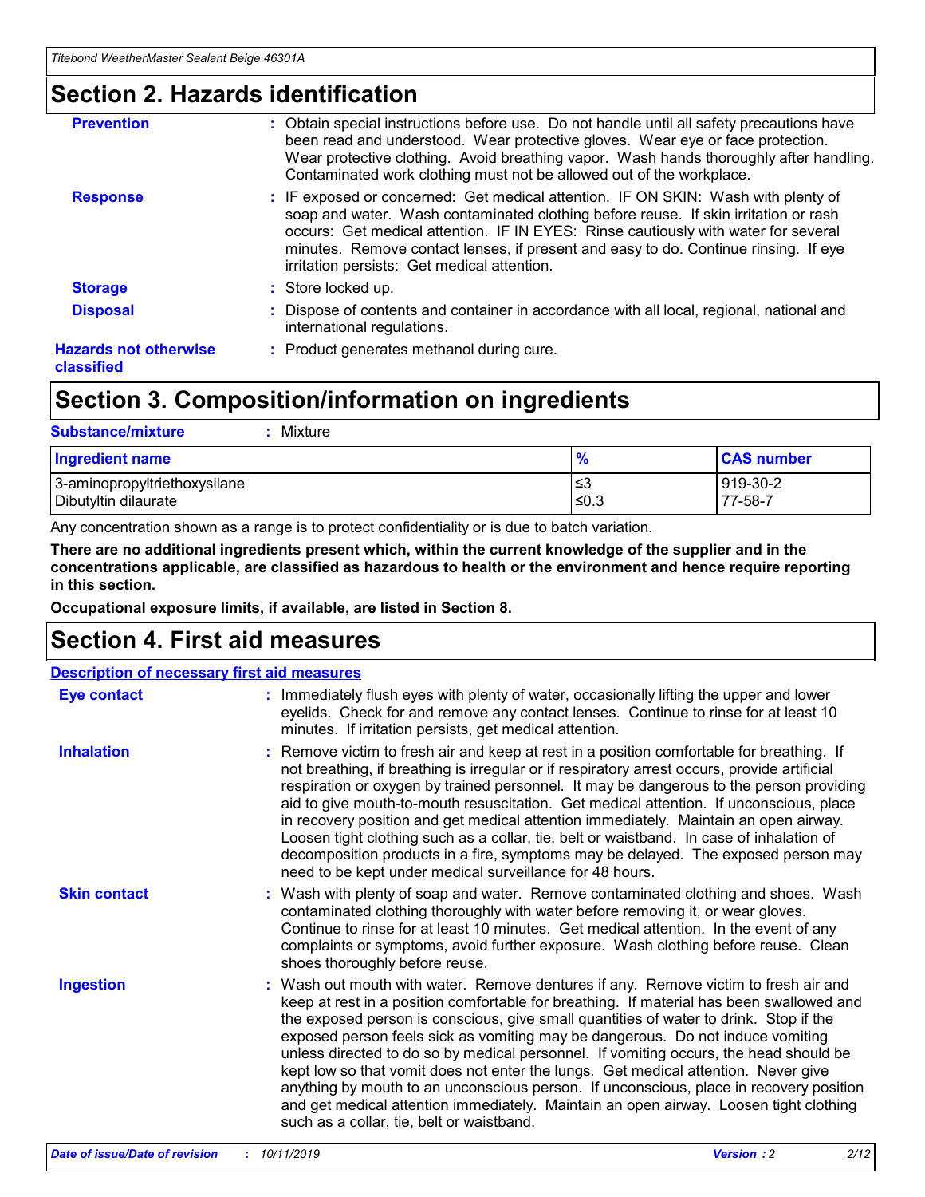# Section 2. Hazards identification

**Prevention** : Obtain special instructions before use. Do not handle until all safety precautions have been read and understood. Wear protective gloves. Wear eye or face protection. Wear protective clothing. Avoid breathing vapor. Wash hands thoroughly after handling. Contaminated work clothing must not be allowed out of the workplace.

**Response** : IF exposed or concerned: Get medical attention. IF ON SKIN: Wash with plenty of soap and water. Wash contaminated clothing before reuse. If skin irritation or rash occurs: Get medical attention. IF IN EYES: Rinse cautiously with water for several minutes. Remove contact lenses, if present and easy to do. Continue rinsing. If eye irritation persists: Get medical attention.

**Storage** : Store locked up.

**Disposal** : Dispose of contents and container in accordance with all local, regional, national and international regulations.

**Hazards not otherwise classified** : Product generates methanol during cure.

# Section 3. Composition/information on ingredients

**Substance/mixture** : Mixture

| Ingredient name | % | CAS number |
| --- | --- | --- |
| 3-aminopropyltriethoxysilane | ≤3 | 919-30-2 |
| Dibutyltin dilaurate | ≤0.3 | 77-58-7 |

Any concentration shown as a range is to protect confidentiality or is due to batch variation.

**There are no additional ingredients present which, within the current knowledge of the supplier and in the concentrations applicable, are classified as hazardous to health or the environment and hence require reporting in this section.**

**Occupational exposure limits, if available, are listed in Section 8.**

# Section 4. First aid measures

**Description of necessary first aid measures**

**Eye contact** : Immediately flush eyes with plenty of water, occasionally lifting the upper and lower eyelids. Check for and remove any contact lenses. Continue to rinse for at least 10 minutes. If irritation persists, get medical attention.

**Inhalation** : Remove victim to fresh air and keep at rest in a position comfortable for breathing. If not breathing, if breathing is irregular or if respiratory arrest occurs, provide artificial respiration or oxygen by trained personnel. It may be dangerous to the person providing aid to give mouth-to-mouth resuscitation. Get medical attention. If unconscious, place in recovery position and get medical attention immediately. Maintain an open airway. Loosen tight clothing such as a collar, tie, belt or waistband. In case of inhalation of decomposition products in a fire, symptoms may be delayed. The exposed person may need to be kept under medical surveillance for 48 hours.

**Skin contact** : Wash with plenty of soap and water. Remove contaminated clothing and shoes. Wash contaminated clothing thoroughly with water before removing it, or wear gloves. Continue to rinse for at least 10 minutes. Get medical attention. In the event of any complaints or symptoms, avoid further exposure. Wash clothing before reuse. Clean shoes thoroughly before reuse.

**Ingestion** : Wash out mouth with water. Remove dentures if any. Remove victim to fresh air and keep at rest in a position comfortable for breathing. If material has been swallowed and the exposed person is conscious, give small quantities of water to drink. Stop if the exposed person feels sick as vomiting may be dangerous. Do not induce vomiting unless directed to do so by medical personnel. If vomiting occurs, the head should be kept low so that vomit does not enter the lungs. Get medical attention. Never give anything by mouth to an unconscious person. If unconscious, place in recovery position and get medical attention immediately. Maintain an open airway. Loosen tight clothing such as a collar, tie, belt or waistband.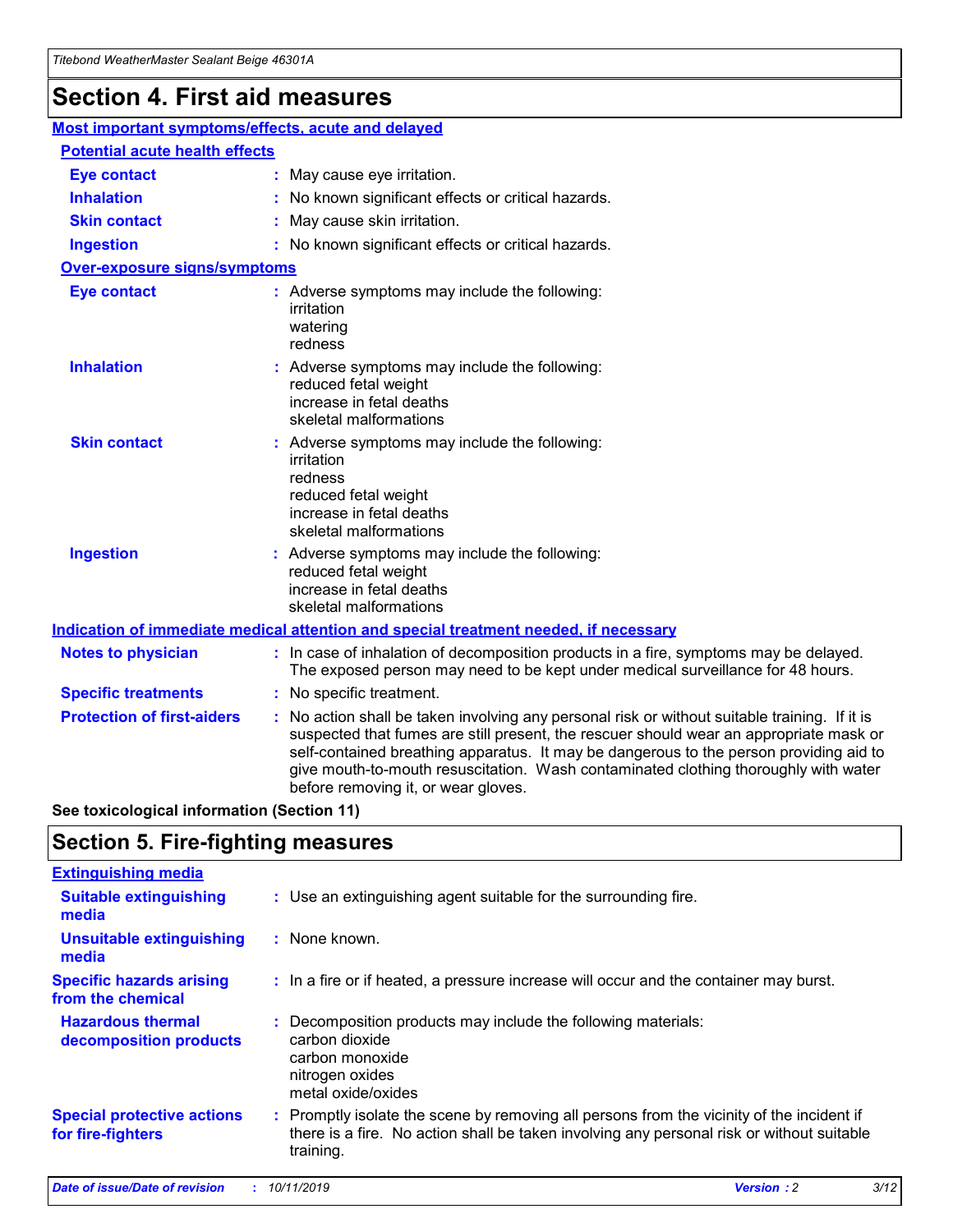# Section 4. First aid measures

## Most important symptoms/effects, acute and delayed

### Potential acute health effects

**Eye contact** : May cause eye irritation.

**Inhalation** : No known significant effects or critical hazards.

**Skin contact** : May cause skin irritation.

**Ingestion** : No known significant effects or critical hazards.

### Over-exposure signs/symptoms

**Eye contact** : Adverse symptoms may include the following:
irritation
watering
redness

**Inhalation** : Adverse symptoms may include the following:
reduced fetal weight
increase in fetal deaths
skeletal malformations

**Skin contact** : Adverse symptoms may include the following:
irritation
redness
reduced fetal weight
increase in fetal deaths
skeletal malformations

**Ingestion** : Adverse symptoms may include the following:
reduced fetal weight
increase in fetal deaths
skeletal malformations

## Indication of immediate medical attention and special treatment needed, if necessary

**Notes to physician** : In case of inhalation of decomposition products in a fire, symptoms may be delayed. The exposed person may need to be kept under medical surveillance for 48 hours.

**Specific treatments** : No specific treatment.

**Protection of first-aiders** : No action shall be taken involving any personal risk or without suitable training. If it is suspected that fumes are still present, the rescuer should wear an appropriate mask or self-contained breathing apparatus. It may be dangerous to the person providing aid to give mouth-to-mouth resuscitation. Wash contaminated clothing thoroughly with water before removing it, or wear gloves.

**See toxicological information (Section 11)**

# Section 5. Fire-fighting measures

## Extinguishing media

**Suitable extinguishing media** : Use an extinguishing agent suitable for the surrounding fire.

**Unsuitable extinguishing media** : None known.

**Specific hazards arising from the chemical** : In a fire or if heated, a pressure increase will occur and the container may burst.

**Hazardous thermal decomposition products** : Decomposition products may include the following materials:
carbon dioxide
carbon monoxide
nitrogen oxides
metal oxide/oxides

**Special protective actions for fire-fighters** : Promptly isolate the scene by removing all persons from the vicinity of the incident if there is a fire. No action shall be taken involving any personal risk or without suitable training.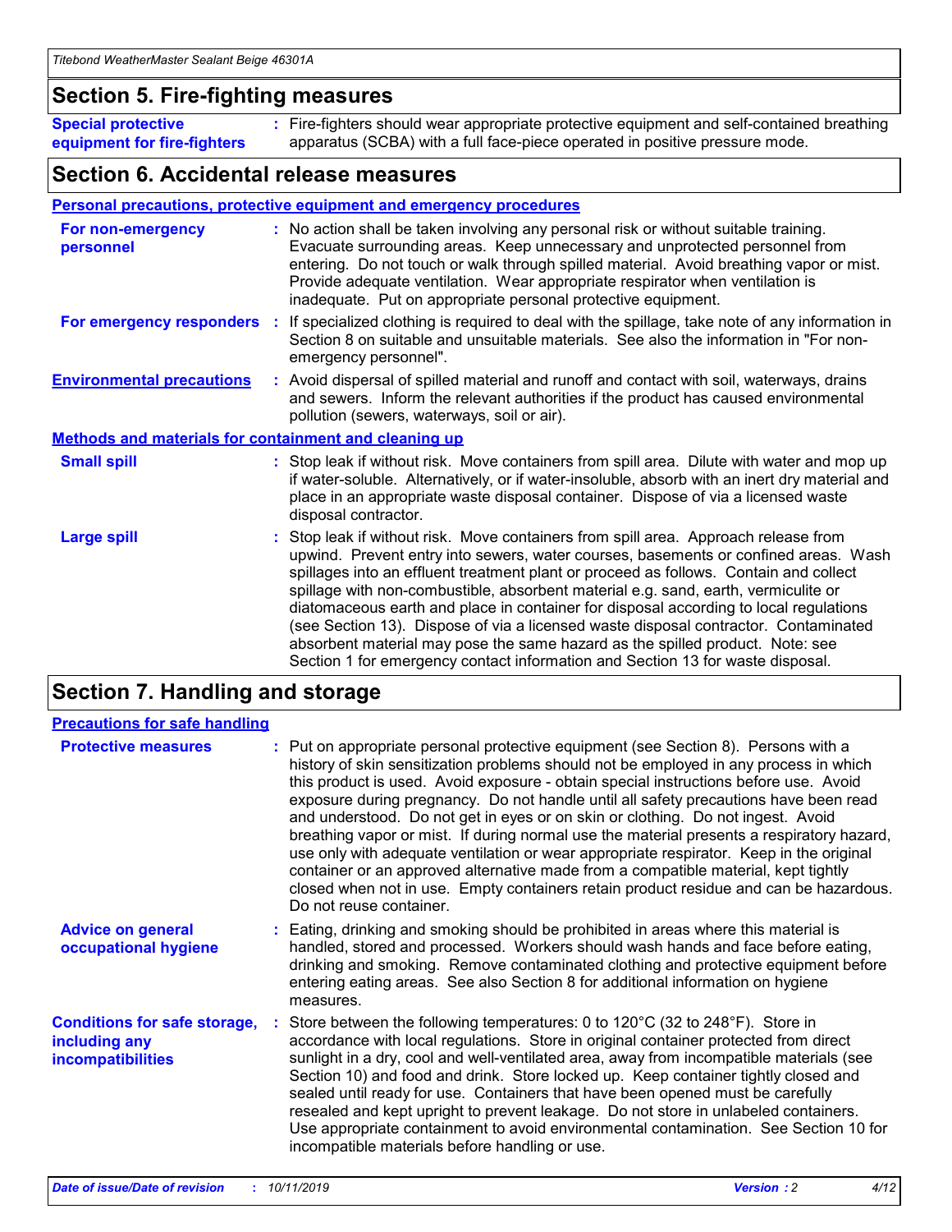## Section 5. Fire-fighting measures

**Special protective equipment for fire-fighters** : Fire-fighters should wear appropriate protective equipment and self-contained breathing apparatus (SCBA) with a full face-piece operated in positive pressure mode.

## Section 6. Accidental release measures

### Personal precautions, protective equipment and emergency procedures

**For non-emergency personnel** : No action shall be taken involving any personal risk or without suitable training. Evacuate surrounding areas. Keep unnecessary and unprotected personnel from entering. Do not touch or walk through spilled material. Avoid breathing vapor or mist. Provide adequate ventilation. Wear appropriate respirator when ventilation is inadequate. Put on appropriate personal protective equipment.

**For emergency responders** : If specialized clothing is required to deal with the spillage, take note of any information in Section 8 on suitable and unsuitable materials. See also the information in "For non-emergency personnel".

**Environmental precautions** : Avoid dispersal of spilled material and runoff and contact with soil, waterways, drains and sewers. Inform the relevant authorities if the product has caused environmental pollution (sewers, waterways, soil or air).

### Methods and materials for containment and cleaning up

**Small spill** : Stop leak if without risk. Move containers from spill area. Dilute with water and mop up if water-soluble. Alternatively, or if water-insoluble, absorb with an inert dry material and place in an appropriate waste disposal container. Dispose of via a licensed waste disposal contractor.

**Large spill** : Stop leak if without risk. Move containers from spill area. Approach release from upwind. Prevent entry into sewers, water courses, basements or confined areas. Wash spillages into an effluent treatment plant or proceed as follows. Contain and collect spillage with non-combustible, absorbent material e.g. sand, earth, vermiculite or diatomaceous earth and place in container for disposal according to local regulations (see Section 13). Dispose of via a licensed waste disposal contractor. Contaminated absorbent material may pose the same hazard as the spilled product. Note: see Section 1 for emergency contact information and Section 13 for waste disposal.

## Section 7. Handling and storage

### Precautions for safe handling

**Protective measures** : Put on appropriate personal protective equipment (see Section 8). Persons with a history of skin sensitization problems should not be employed in any process in which this product is used. Avoid exposure - obtain special instructions before use. Avoid exposure during pregnancy. Do not handle until all safety precautions have been read and understood. Do not get in eyes or on skin or clothing. Do not ingest. Avoid breathing vapor or mist. If during normal use the material presents a respiratory hazard, use only with adequate ventilation or wear appropriate respirator. Keep in the original container or an approved alternative made from a compatible material, kept tightly closed when not in use. Empty containers retain product residue and can be hazardous. Do not reuse container.

**Advice on general occupational hygiene** : Eating, drinking and smoking should be prohibited in areas where this material is handled, stored and processed. Workers should wash hands and face before eating, drinking and smoking. Remove contaminated clothing and protective equipment before entering eating areas. See also Section 8 for additional information on hygiene measures.

**Conditions for safe storage, including any incompatibilities** : Store between the following temperatures: 0 to 120°C (32 to 248°F). Store in accordance with local regulations. Store in original container protected from direct sunlight in a dry, cool and well-ventilated area, away from incompatible materials (see Section 10) and food and drink. Store locked up. Keep container tightly closed and sealed until ready for use. Containers that have been opened must be carefully resealed and kept upright to prevent leakage. Do not store in unlabeled containers. Use appropriate containment to avoid environmental contamination. See Section 10 for incompatible materials before handling or use.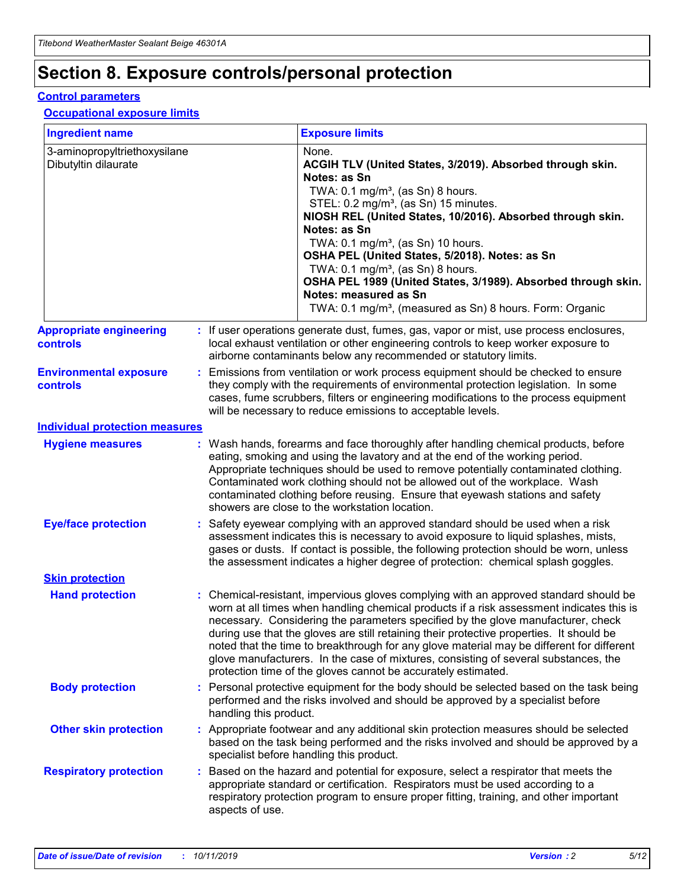# Section 8. Exposure controls/personal protection

## Control parameters

### Occupational exposure limits

| Ingredient name | Exposure limits |
|---|---|
| 3-aminopropyltriethoxysilane<br>Dibutyltin dilaurate | None.<br>**ACGIH TLV (United States, 3/2019). Absorbed through skin. Notes: as Sn**<br>TWA: 0.1 mg/m³, (as Sn) 8 hours.<br>STEL: 0.2 mg/m³, (as Sn) 15 minutes.<br>**NIOSH REL (United States, 10/2016). Absorbed through skin. Notes: as Sn**<br>TWA: 0.1 mg/m³, (as Sn) 10 hours.<br>**OSHA PEL (United States, 5/2018). Notes: as Sn**<br>TWA: 0.1 mg/m³, (as Sn) 8 hours.<br>**OSHA PEL 1989 (United States, 3/1989). Absorbed through skin. Notes: measured as Sn**<br>TWA: 0.1 mg/m³, (measured as Sn) 8 hours. Form: Organic |

**Appropriate engineering controls** : If user operations generate dust, fumes, gas, vapor or mist, use process enclosures, local exhaust ventilation or other engineering controls to keep worker exposure to airborne contaminants below any recommended or statutory limits.

**Environmental exposure controls** : Emissions from ventilation or work process equipment should be checked to ensure they comply with the requirements of environmental protection legislation. In some cases, fume scrubbers, filters or engineering modifications to the process equipment will be necessary to reduce emissions to acceptable levels.

## Individual protection measures

**Hygiene measures** : Wash hands, forearms and face thoroughly after handling chemical products, before eating, smoking and using the lavatory and at the end of the working period. Appropriate techniques should be used to remove potentially contaminated clothing. Contaminated work clothing should not be allowed out of the workplace. Wash contaminated clothing before reusing. Ensure that eyewash stations and safety showers are close to the workstation location.

**Eye/face protection** : Safety eyewear complying with an approved standard should be used when a risk assessment indicates this is necessary to avoid exposure to liquid splashes, mists, gases or dusts. If contact is possible, the following protection should be worn, unless the assessment indicates a higher degree of protection: chemical splash goggles.

### Skin protection

**Hand protection** : Chemical-resistant, impervious gloves complying with an approved standard should be worn at all times when handling chemical products if a risk assessment indicates this is necessary. Considering the parameters specified by the glove manufacturer, check during use that the gloves are still retaining their protective properties. It should be noted that the time to breakthrough for any glove material may be different for different glove manufacturers. In the case of mixtures, consisting of several substances, the protection time of the gloves cannot be accurately estimated.

**Body protection** : Personal protective equipment for the body should be selected based on the task being performed and the risks involved and should be approved by a specialist before handling this product.

**Other skin protection** : Appropriate footwear and any additional skin protection measures should be selected based on the task being performed and the risks involved and should be approved by a specialist before handling this product.

**Respiratory protection** : Based on the hazard and potential for exposure, select a respirator that meets the appropriate standard or certification. Respirators must be used according to a respiratory protection program to ensure proper fitting, training, and other important aspects of use.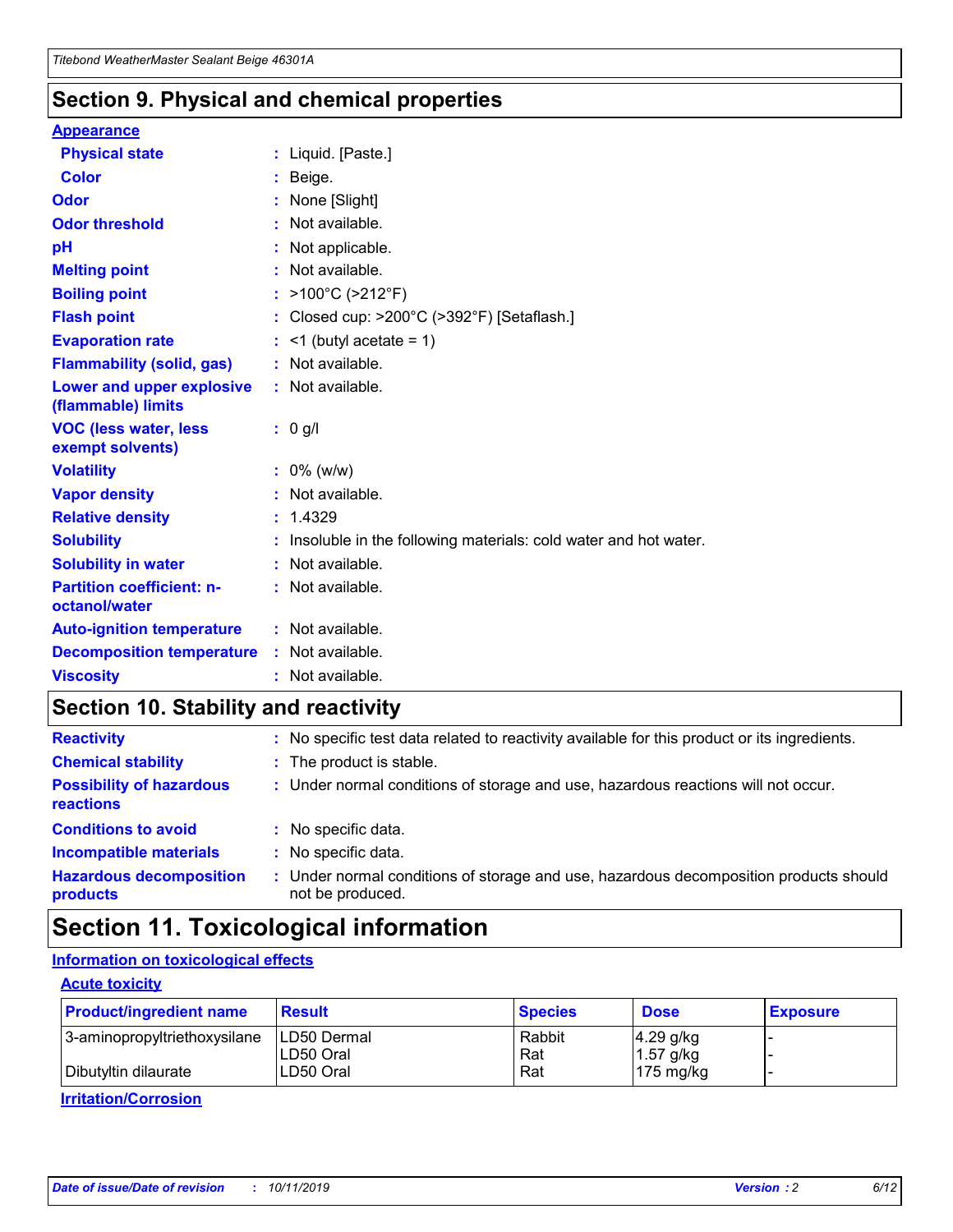## Section 9. Physical and chemical properties

### Appearance

| | | |
|---|---|---|
| **Physical state** | : | Liquid. [Paste.] |
| **Color** | : | Beige. |
| **Odor** | : | None [Slight] |
| **Odor threshold** | : | Not available. |
| **pH** | : | Not applicable. |
| **Melting point** | : | Not available. |
| **Boiling point** | : | >100°C (>212°F) |
| **Flash point** | : | Closed cup: >200°C (>392°F) [Setaflash.] |
| **Evaporation rate** | : | <1 (butyl acetate = 1) |
| **Flammability (solid, gas)** | : | Not available. |
| **Lower and upper explosive (flammable) limits** | : | Not available. |
| **VOC (less water, less exempt solvents)** | : | 0 g/l |
| **Volatility** | : | 0% (w/w) |
| **Vapor density** | : | Not available. |
| **Relative density** | : | 1.4329 |
| **Solubility** | : | Insoluble in the following materials: cold water and hot water. |
| **Solubility in water** | : | Not available. |
| **Partition coefficient: n-octanol/water** | : | Not available. |
| **Auto-ignition temperature** | : | Not available. |
| **Decomposition temperature** | : | Not available. |
| **Viscosity** | : | Not available. |

## Section 10. Stability and reactivity

| | | |
|---|---|---|
| **Reactivity** | : | No specific test data related to reactivity available for this product or its ingredients. |
| **Chemical stability** | : | The product is stable. |
| **Possibility of hazardous reactions** | : | Under normal conditions of storage and use, hazardous reactions will not occur. |
| **Conditions to avoid** | : | No specific data. |
| **Incompatible materials** | : | No specific data. |
| **Hazardous decomposition products** | : | Under normal conditions of storage and use, hazardous decomposition products should not be produced. |

## Section 11. Toxicological information

### Information on toxicological effects

#### Acute toxicity

| Product/ingredient name | Result | Species | Dose | Exposure |
|---|---|---|---|---|
| 3-aminopropyltriethoxysilane | LD50 Dermal | Rabbit | 4.29 g/kg | - |
| | LD50 Oral | Rat | 1.57 g/kg | - |
| Dibutyltin dilaurate | LD50 Oral | Rat | 175 mg/kg | - |

#### Irritation/Corrosion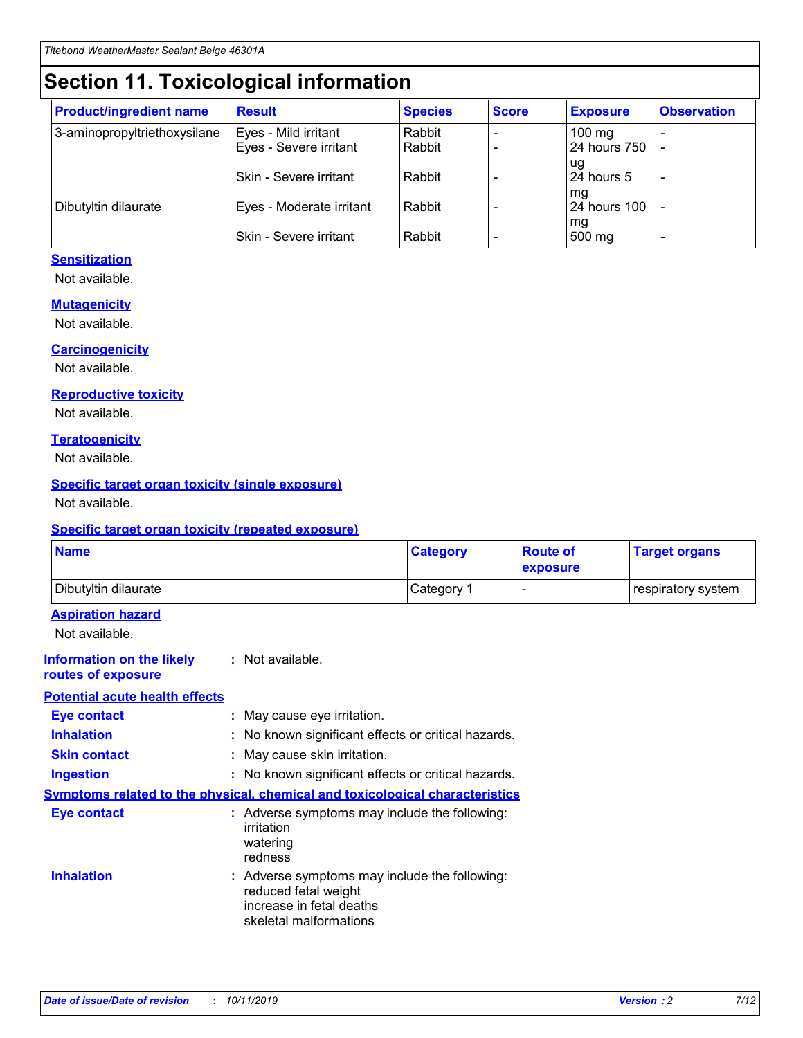# Section 11. Toxicological information

| Product/ingredient name | Result | Species | Score | Exposure | Observation |
| --- | --- | --- | --- | --- | --- |
| 3-aminopropyltriethoxysilane | Eyes - Mild irritant | Rabbit | - | 100 mg | - |
| | Eyes - Severe irritant | Rabbit | - | 24 hours 750 ug | - |
| | Skin - Severe irritant | Rabbit | - | 24 hours 5 mg | - |
| Dibutyltin dilaurate | Eyes - Moderate irritant | Rabbit | - | 24 hours 100 mg | - |
| | Skin - Severe irritant | Rabbit | - | 500 mg | - |

### Sensitization

Not available.

### Mutagenicity

Not available.

### Carcinogenicity

Not available.

### Reproductive toxicity

Not available.

### Teratogenicity

Not available.

### Specific target organ toxicity (single exposure)

Not available.

### Specific target organ toxicity (repeated exposure)

| Name | Category | Route of exposure | Target organs |
| --- | --- | --- | --- |
| Dibutyltin dilaurate | Category 1 | - | respiratory system |

### Aspiration hazard

Not available.

**Information on the likely routes of exposure** : Not available.

### Potential acute health effects

**Eye contact** : May cause eye irritation.

**Inhalation** : No known significant effects or critical hazards.

**Skin contact** : May cause skin irritation.

**Ingestion** : No known significant effects or critical hazards.

### Symptoms related to the physical, chemical and toxicological characteristics

**Eye contact** : Adverse symptoms may include the following:
irritation
watering
redness

**Inhalation** : Adverse symptoms may include the following:
reduced fetal weight
increase in fetal deaths
skeletal malformations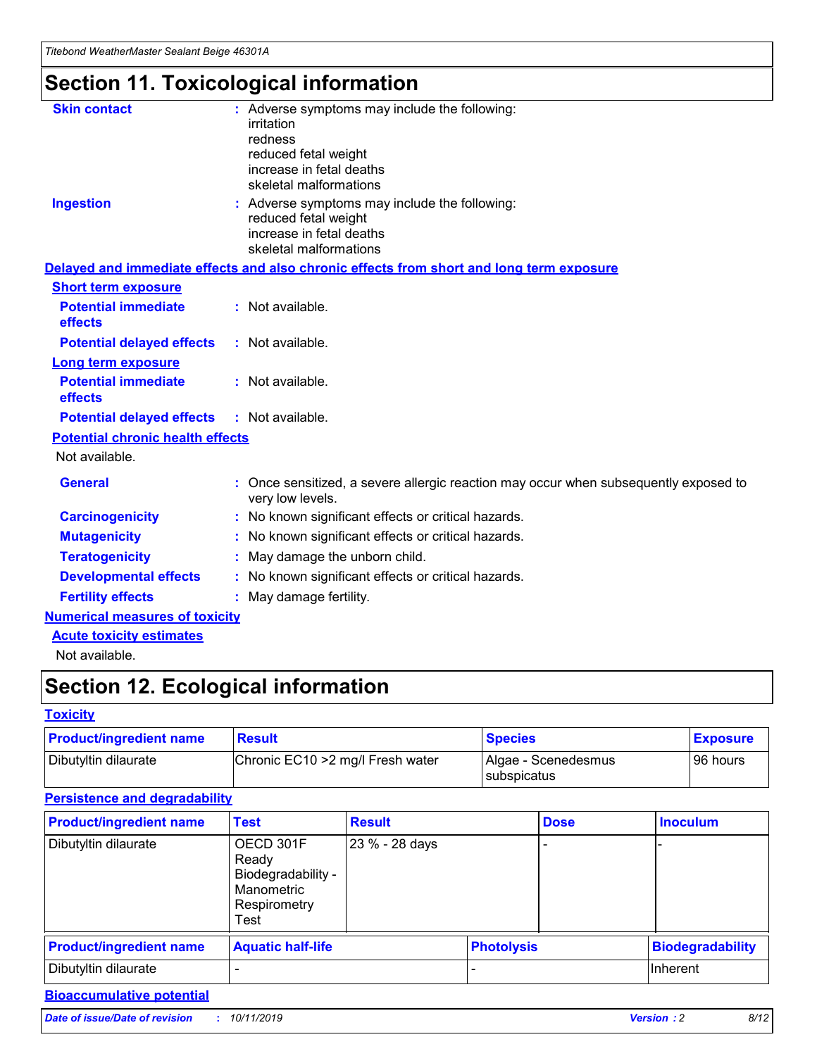# Section 11. Toxicological information

**Skin contact** : Adverse symptoms may include the following:
irritation
redness
reduced fetal weight
increase in fetal deaths
skeletal malformations

**Ingestion** : Adverse symptoms may include the following:
reduced fetal weight
increase in fetal deaths
skeletal malformations

## Delayed and immediate effects and also chronic effects from short and long term exposure

### Short term exposure

**Potential immediate effects** : Not available.

**Potential delayed effects** : Not available.

### Long term exposure

**Potential immediate effects** : Not available.

**Potential delayed effects** : Not available.

### Potential chronic health effects

Not available.

**General** : Once sensitized, a severe allergic reaction may occur when subsequently exposed to very low levels.

**Carcinogenicity** : No known significant effects or critical hazards.

**Mutagenicity** : No known significant effects or critical hazards.

**Teratogenicity** : May damage the unborn child.

**Developmental effects** : No known significant effects or critical hazards.

**Fertility effects** : May damage fertility.

## Numerical measures of toxicity

### Acute toxicity estimates

Not available.

# Section 12. Ecological information

## Toxicity

| Product/ingredient name | Result | Species | Exposure |
| --- | --- | --- | --- |
| Dibutyltin dilaurate | Chronic EC10 >2 mg/l Fresh water | Algae - Scenedesmus subspicatus | 96 hours |

## Persistence and degradability

| Product/ingredient name | Test | Result | Dose | Inoculum |
| --- | --- | --- | --- | --- |
| Dibutyltin dilaurate | OECD 301F Ready Biodegradability - Manometric Respirometry Test | 23 % - 28 days | - | - |

| Product/ingredient name | Aquatic half-life | Photolysis | Biodegradability |
| --- | --- | --- | --- |
| Dibutyltin dilaurate | - | - | Inherent |

## Bioaccumulative potential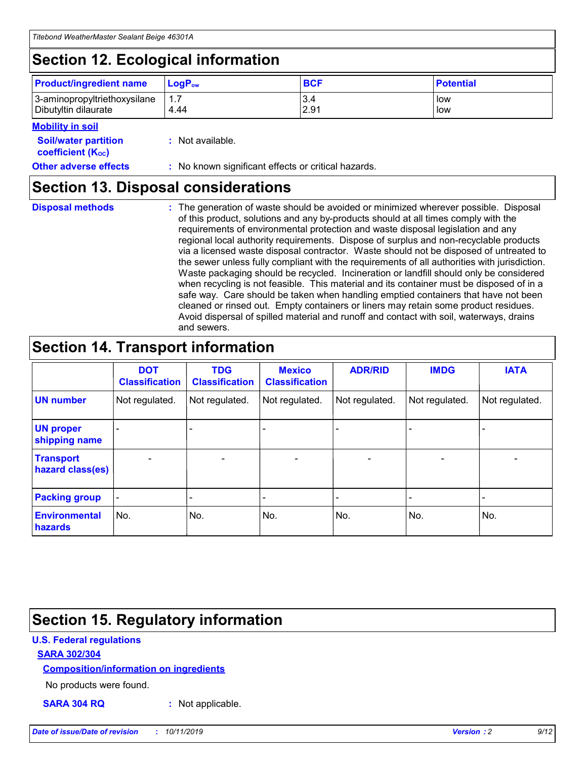## Section 12. Ecological information

| Product/ingredient name | $LogP_{ow}$ | BCF | Potential |
| --- | --- | --- | --- |
| 3-aminopropyltriethoxysilane | 1.7 | 3.4 | low |
| Dibutyltin dilaurate | 4.44 | 2.91 | low |

**Mobility in soil**

**Soil/water partition coefficient ($K_{OC}$)** : Not available.

**Other adverse effects** : No known significant effects or critical hazards.

## Section 13. Disposal considerations

**Disposal methods** : The generation of waste should be avoided or minimized wherever possible. Disposal of this product, solutions and any by-products should at all times comply with the requirements of environmental protection and waste disposal legislation and any regional local authority requirements. Dispose of surplus and non-recyclable products via a licensed waste disposal contractor. Waste should not be disposed of untreated to the sewer unless fully compliant with the requirements of all authorities with jurisdiction. Waste packaging should be recycled. Incineration or landfill should only be considered when recycling is not feasible. This material and its container must be disposed of in a safe way. Care should be taken when handling emptied containers that have not been cleaned or rinsed out. Empty containers or liners may retain some product residues. Avoid dispersal of spilled material and runoff and contact with soil, waterways, drains and sewers.

## Section 14. Transport information

| | DOT Classification | TDG Classification | Mexico Classification | ADR/RID | IMDG | IATA |
| --- | --- | --- | --- | --- | --- | --- |
| UN number | Not regulated. | Not regulated. | Not regulated. | Not regulated. | Not regulated. | Not regulated. |
| UN proper shipping name | - | - | - | - | - | - |
| Transport hazard class(es) | - | - | - | - | - | - |
| Packing group | - | - | - | - | - | - |
| Environmental hazards | No. | No. | No. | No. | No. | No. |

## Section 15. Regulatory information

**U.S. Federal regulations**

**SARA 302/304**

**Composition/information on ingredients**

No products were found.

**SARA 304 RQ** : Not applicable.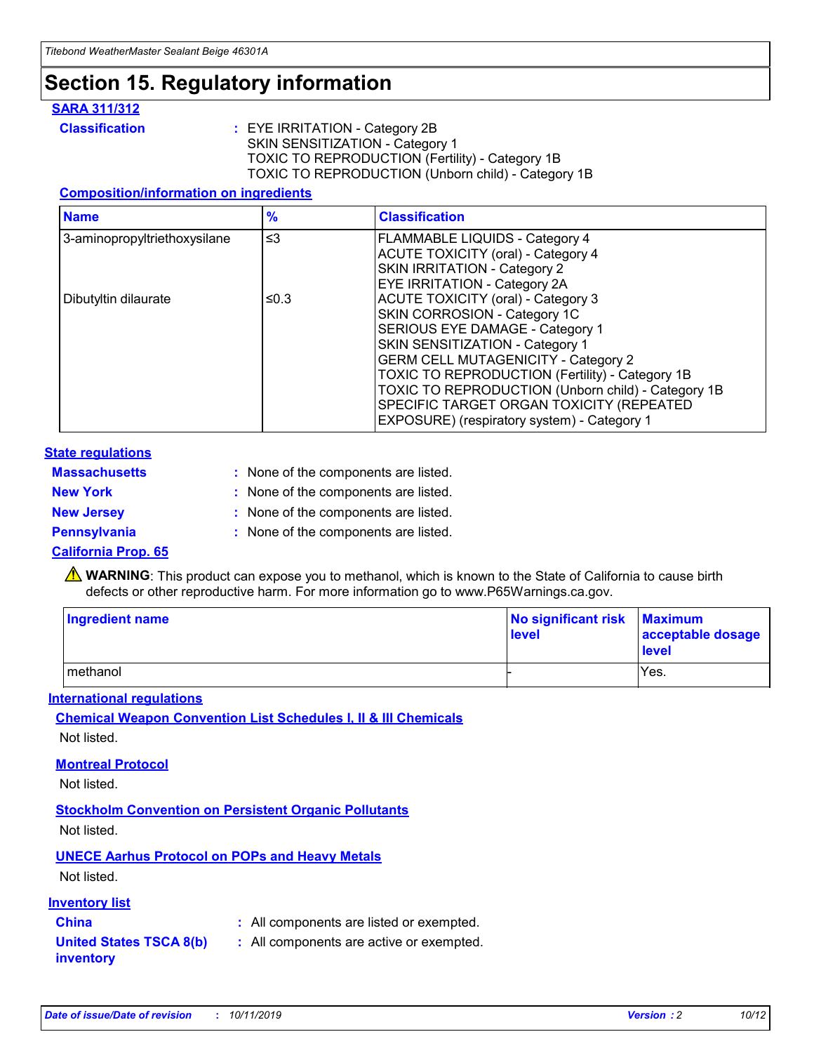# Section 15. Regulatory information

**SARA 311/312**

**Classification** : EYE IRRITATION - Category 2B
SKIN SENSITIZATION - Category 1
TOXIC TO REPRODUCTION (Fertility) - Category 1B
TOXIC TO REPRODUCTION (Unborn child) - Category 1B

**Composition/information on ingredients**

| Name | % | Classification |
|---|---|---|
| 3-aminopropyltriethoxysilane | ≤3 | FLAMMABLE LIQUIDS - Category 4<br>ACUTE TOXICITY (oral) - Category 4<br>SKIN IRRITATION - Category 2<br>EYE IRRITATION - Category 2A |
| Dibutyltin dilaurate | ≤0.3 | ACUTE TOXICITY (oral) - Category 3<br>SKIN CORROSION - Category 1C<br>SERIOUS EYE DAMAGE - Category 1<br>SKIN SENSITIZATION - Category 1<br>GERM CELL MUTAGENICITY - Category 2<br>TOXIC TO REPRODUCTION (Fertility) - Category 1B<br>TOXIC TO REPRODUCTION (Unborn child) - Category 1B<br>SPECIFIC TARGET ORGAN TOXICITY (REPEATED EXPOSURE) (respiratory system) - Category 1 |

**State regulations**

**Massachusetts** : None of the components are listed.
**New York** : None of the components are listed.
**New Jersey** : None of the components are listed.
**Pennsylvania** : None of the components are listed.

**California Prop. 65**

⚠ **WARNING**: This product can expose you to methanol, which is known to the State of California to cause birth defects or other reproductive harm. For more information go to www.P65Warnings.ca.gov.

| Ingredient name | No significant risk level | Maximum acceptable dosage level |
|---|---|---|
| methanol | - | Yes. |

**International regulations**

**Chemical Weapon Convention List Schedules I, II & III Chemicals**

Not listed.

**Montreal Protocol**

Not listed.

**Stockholm Convention on Persistent Organic Pollutants**

Not listed.

**UNECE Aarhus Protocol on POPs and Heavy Metals**

Not listed.

**Inventory list**

**China** : All components are listed or exempted.
**United States TSCA 8(b) inventory** : All components are active or exempted.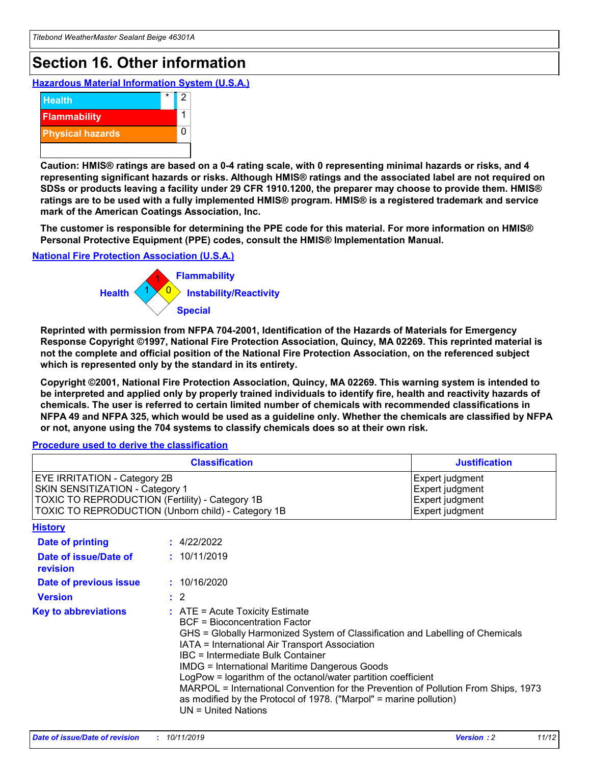# Section 16. Other information

## Hazardous Material Information System (U.S.A.)

| | | |
|---|---|---|
| Health | * | 2 |
| Flammability | | 1 |
| Physical hazards | | 0 |

**Caution: HMIS® ratings are based on a 0-4 rating scale, with 0 representing minimal hazards or risks, and 4 representing significant hazards or risks. Although HMIS® ratings and the associated label are not required on SDSs or products leaving a facility under 29 CFR 1910.1200, the preparer may choose to provide them. HMIS® ratings are to be used with a fully implemented HMIS® program. HMIS® is a registered trademark and service mark of the American Coatings Association, Inc.**

**The customer is responsible for determining the PPE code for this material. For more information on HMIS® Personal Protective Equipment (PPE) codes, consult the HMIS® Implementation Manual.**

## National Fire Protection Association (U.S.A.)

Health: 1
Flammability: 1
Instability/Reactivity: 0
Special

**Reprinted with permission from NFPA 704-2001, Identification of the Hazards of Materials for Emergency Response Copyright ©1997, National Fire Protection Association, Quincy, MA 02269. This reprinted material is not the complete and official position of the National Fire Protection Association, on the referenced subject which is represented only by the standard in its entirety.**

**Copyright ©2001, National Fire Protection Association, Quincy, MA 02269. This warning system is intended to be interpreted and applied only by properly trained individuals to identify fire, health and reactivity hazards of chemicals. The user is referred to certain limited number of chemicals with recommended classifications in NFPA 49 and NFPA 325, which would be used as a guideline only. Whether the chemicals are classified by NFPA or not, anyone using the 704 systems to classify chemicals does so at their own risk.**

## Procedure used to derive the classification

| Classification | Justification |
|---|---|
| EYE IRRITATION - Category 2B | Expert judgment |
| SKIN SENSITIZATION - Category 1 | Expert judgment |
| TOXIC TO REPRODUCTION (Fertility) - Category 1B | Expert judgment |
| TOXIC TO REPRODUCTION (Unborn child) - Category 1B | Expert judgment |

## History

**Date of printing** : 4/22/2022

**Date of issue/Date of revision** : 10/11/2019

**Date of previous issue** : 10/16/2020

**Version** : 2

**Key to abbreviations** : ATE = Acute Toxicity Estimate
BCF = Bioconcentration Factor
GHS = Globally Harmonized System of Classification and Labelling of Chemicals
IATA = International Air Transport Association
IBC = Intermediate Bulk Container
IMDG = International Maritime Dangerous Goods
LogPow = logarithm of the octanol/water partition coefficient
MARPOL = International Convention for the Prevention of Pollution From Ships, 1973 as modified by the Protocol of 1978. ("Marpol" = marine pollution)
UN = United Nations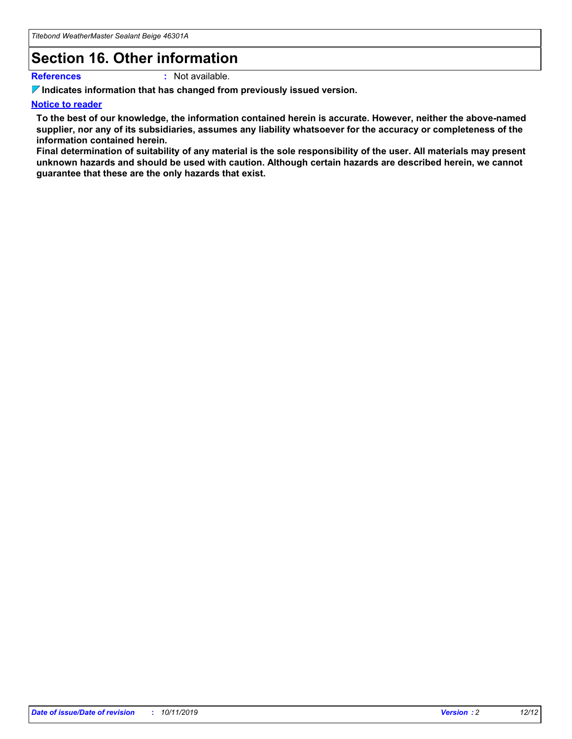# Section 16. Other information

**References** : Not available.

**Indicates information that has changed from previously issued version.**

**Notice to reader**

**To the best of our knowledge, the information contained herein is accurate. However, neither the above-named supplier, nor any of its subsidiaries, assumes any liability whatsoever for the accuracy or completeness of the information contained herein.**

**Final determination of suitability of any material is the sole responsibility of the user. All materials may present unknown hazards and should be used with caution. Although certain hazards are described herein, we cannot guarantee that these are the only hazards that exist.**